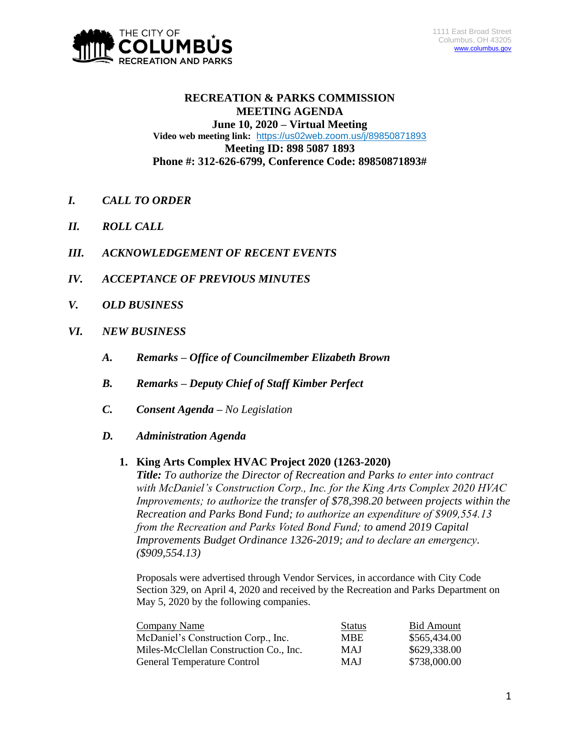THE CITY OF COLUMBUS RECREATION AND PARKS

1111 East Broad Street
Columbus, OH 43205
www.columbus.gov

# RECREATION & PARKS COMMISSION MEETING AGENDA

**June 10, 2020 – Virtual Meeting**
**Video web meeting link:** https://us02web.zoom.us/j/89850871893
**Meeting ID: 898 5087 1893**
**Phone #: 312-626-6799, Conference Code: 89850871893#**

## *I. CALL TO ORDER*

## *II. ROLL CALL*

## *III. ACKNOWLEDGEMENT OF RECENT EVENTS*

## *IV. ACCEPTANCE OF PREVIOUS MINUTES*

## *V. OLD BUSINESS*

## *VI. NEW BUSINESS*

### *A. Remarks – Office of Councilmember Elizabeth Brown*

### *B. Remarks – Deputy Chief of Staff Kimber Perfect*

### *C. Consent Agenda – No Legislation*

### *D. Administration Agenda*

#### 1. King Arts Complex HVAC Project 2020 (1263-2020)

***Title:*** *To authorize the Director of Recreation and Parks to enter into contract with McDaniel's Construction Corp., Inc. for the King Arts Complex 2020 HVAC Improvements; to authorize the transfer of $78,398.20 between projects within the Recreation and Parks Bond Fund; to authorize an expenditure of $909,554.13 from the Recreation and Parks Voted Bond Fund; to amend 2019 Capital Improvements Budget Ordinance 1326-2019; and to declare an emergency. ($909,554.13)*

Proposals were advertised through Vendor Services, in accordance with City Code Section 329, on April 4, 2020 and received by the Recreation and Parks Department on May 5, 2020 by the following companies.

| Company Name | Status | Bid Amount |
| --- | --- | --- |
| McDaniel's Construction Corp., Inc. | MBE | $565,434.00 |
| Miles-McClellan Construction Co., Inc. | MAJ | $629,338.00 |
| General Temperature Control | MAJ | $738,000.00 |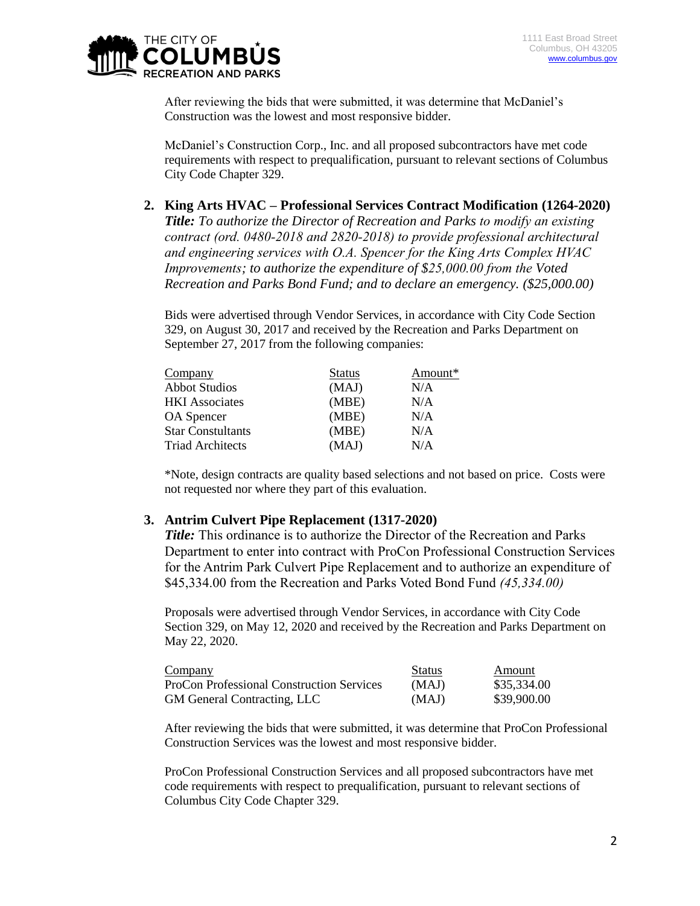After reviewing the bids that were submitted, it was determine that McDaniel's Construction was the lowest and most responsive bidder.

McDaniel's Construction Corp., Inc. and all proposed subcontractors have met code requirements with respect to prequalification, pursuant to relevant sections of Columbus City Code Chapter 329.

2. **King Arts HVAC – Professional Services Contract Modification (1264-2020)**
   ***Title:*** *To authorize the Director of Recreation and Parks to modify an existing contract (ord. 0480-2018 and 2820-2018) to provide professional architectural and engineering services with O.A. Spencer for the King Arts Complex HVAC Improvements; to authorize the expenditure of $25,000.00 from the Voted Recreation and Parks Bond Fund; and to declare an emergency. ($25,000.00)*

   Bids were advertised through Vendor Services, in accordance with City Code Section 329, on August 30, 2017 and received by the Recreation and Parks Department on September 27, 2017 from the following companies:

| Company | Status | Amount* |
|---|---|---|
| Abbot Studios | (MAJ) | N/A |
| HKI Associates | (MBE) | N/A |
| OA Spencer | (MBE) | N/A |
| Star Constultants | (MBE) | N/A |
| Triad Architects | (MAJ) | N/A |

   *Note, design contracts are quality based selections and not based on price. Costs were not requested nor where they part of this evaluation.

3. **Antrim Culvert Pipe Replacement (1317-2020)**
   ***Title:*** This ordinance is to authorize the Director of the Recreation and Parks Department to enter into contract with ProCon Professional Construction Services for the Antrim Park Culvert Pipe Replacement and to authorize an expenditure of $45,334.00 from the Recreation and Parks Voted Bond Fund *(45,334.00)*

   Proposals were advertised through Vendor Services, in accordance with City Code Section 329, on May 12, 2020 and received by the Recreation and Parks Department on May 22, 2020.

| Company | Status | Amount |
|---|---|---|
| ProCon Professional Construction Services | (MAJ) | $35,334.00 |
| GM General Contracting, LLC | (MAJ) | $39,900.00 |

   After reviewing the bids that were submitted, it was determine that ProCon Professional Construction Services was the lowest and most responsive bidder.

   ProCon Professional Construction Services and all proposed subcontractors have met code requirements with respect to prequalification, pursuant to relevant sections of Columbus City Code Chapter 329.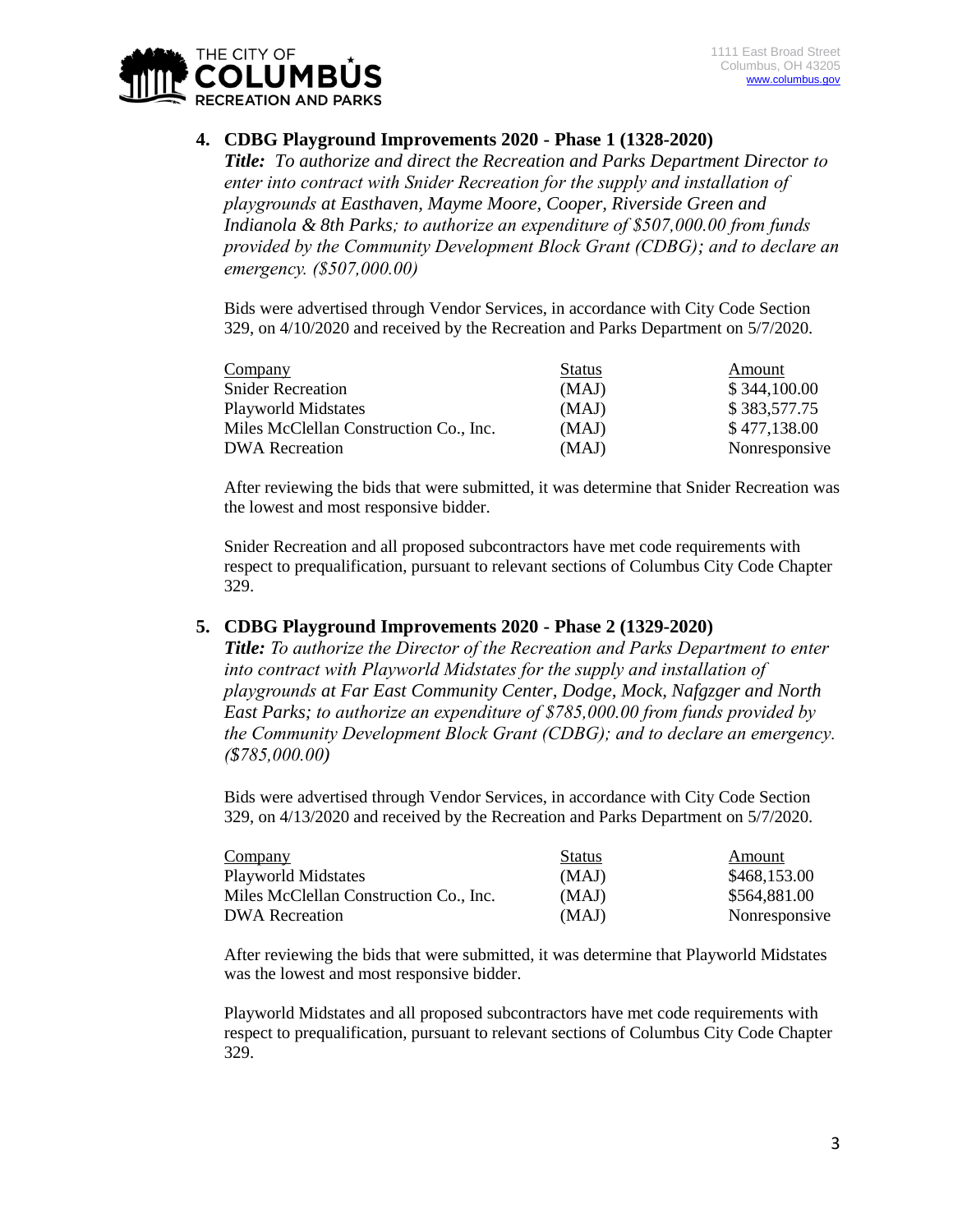1111 East Broad Street
Columbus, OH 43205
www.columbus.gov

**4. CDBG Playground Improvements 2020 - Phase 1 (1328-2020)**

***Title:*** *To authorize and direct the Recreation and Parks Department Director to enter into contract with Snider Recreation for the supply and installation of playgrounds at Easthaven, Mayme Moore, Cooper, Riverside Green and Indianola & 8th Parks; to authorize an expenditure of $507,000.00 from funds provided by the Community Development Block Grant (CDBG); and to declare an emergency. ($507,000.00)*

Bids were advertised through Vendor Services, in accordance with City Code Section 329, on 4/10/2020 and received by the Recreation and Parks Department on 5/7/2020.

| Company | Status | Amount |
|---|---|---|
| Snider Recreation | (MAJ) | $ 344,100.00 |
| Playworld Midstates | (MAJ) | $ 383,577.75 |
| Miles McClellan Construction Co., Inc. | (MAJ) | $ 477,138.00 |
| DWA Recreation | (MAJ) | Nonresponsive |

After reviewing the bids that were submitted, it was determine that Snider Recreation was the lowest and most responsive bidder.

Snider Recreation and all proposed subcontractors have met code requirements with respect to prequalification, pursuant to relevant sections of Columbus City Code Chapter 329.

**5. CDBG Playground Improvements 2020 - Phase 2 (1329-2020)**

***Title:*** *To authorize the Director of the Recreation and Parks Department to enter into contract with Playworld Midstates for the supply and installation of playgrounds at Far East Community Center, Dodge, Mock, Nafgzger and North East Parks; to authorize an expenditure of $785,000.00 from funds provided by the Community Development Block Grant (CDBG); and to declare an emergency. ($785,000.00)*

Bids were advertised through Vendor Services, in accordance with City Code Section 329, on 4/13/2020 and received by the Recreation and Parks Department on 5/7/2020.

| Company | Status | Amount |
|---|---|---|
| Playworld Midstates | (MAJ) | $468,153.00 |
| Miles McClellan Construction Co., Inc. | (MAJ) | $564,881.00 |
| DWA Recreation | (MAJ) | Nonresponsive |

After reviewing the bids that were submitted, it was determine that Playworld Midstates was the lowest and most responsive bidder.

Playworld Midstates and all proposed subcontractors have met code requirements with respect to prequalification, pursuant to relevant sections of Columbus City Code Chapter 329.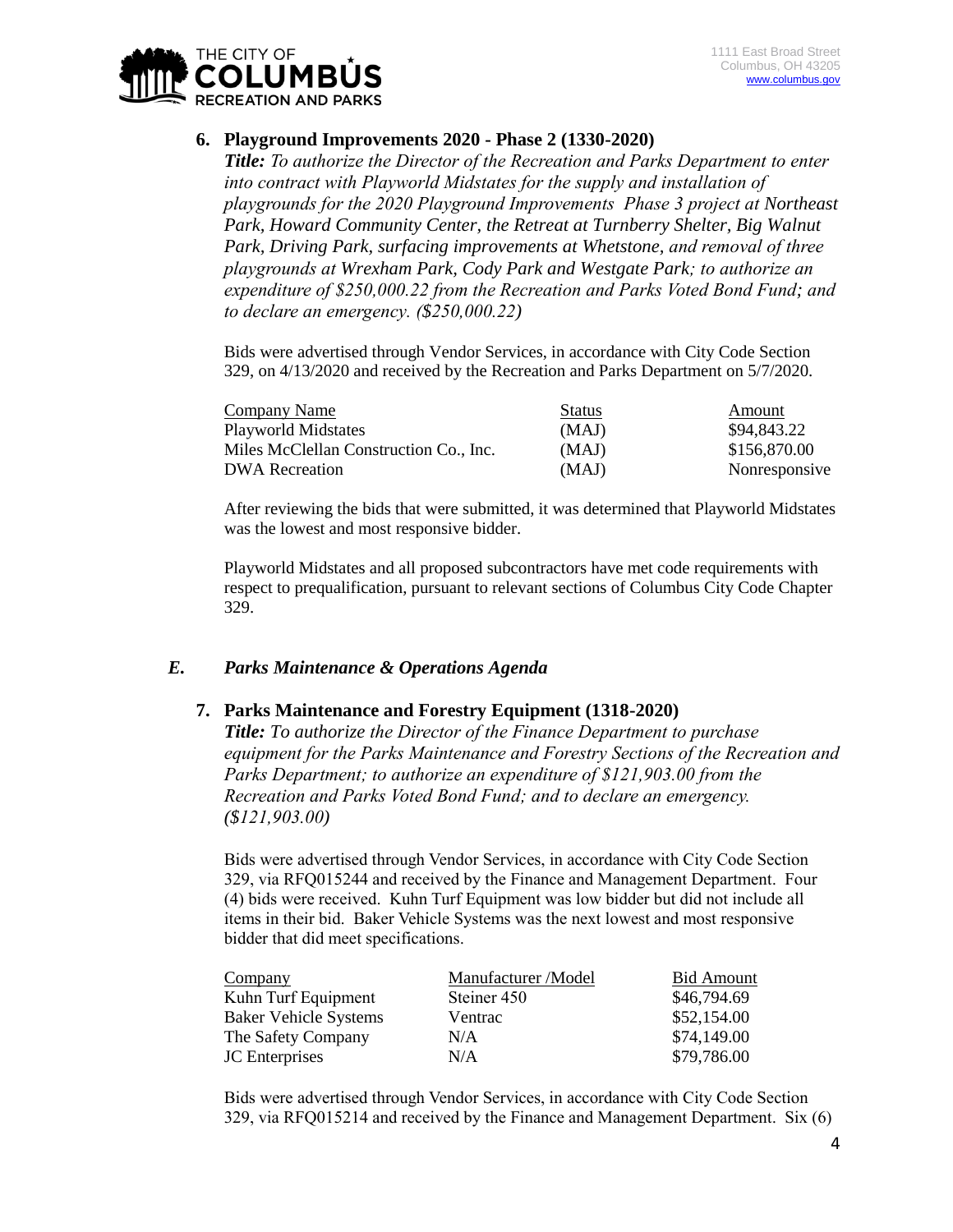### 6. Playground Improvements 2020 - Phase 2 (1330-2020)

***Title:*** *To authorize the Director of the Recreation and Parks Department to enter into contract with Playworld Midstates for the supply and installation of playgrounds for the 2020 Playground Improvements Phase 3 project at Northeast Park, Howard Community Center, the Retreat at Turnberry Shelter, Big Walnut Park, Driving Park, surfacing improvements at Whetstone, and removal of three playgrounds at Wrexham Park, Cody Park and Westgate Park; to authorize an expenditure of $250,000.22 from the Recreation and Parks Voted Bond Fund; and to declare an emergency. ($250,000.22)*

Bids were advertised through Vendor Services, in accordance with City Code Section 329, on 4/13/2020 and received by the Recreation and Parks Department on 5/7/2020.

| Company Name | Status | Amount |
|---|---|---|
| Playworld Midstates | (MAJ) | $94,843.22 |
| Miles McClellan Construction Co., Inc. | (MAJ) | $156,870.00 |
| DWA Recreation | (MAJ) | Nonresponsive |

After reviewing the bids that were submitted, it was determined that Playworld Midstates was the lowest and most responsive bidder.

Playworld Midstates and all proposed subcontractors have met code requirements with respect to prequalification, pursuant to relevant sections of Columbus City Code Chapter 329.

## *E. Parks Maintenance & Operations Agenda*

### 7. Parks Maintenance and Forestry Equipment (1318-2020)

***Title:*** *To authorize the Director of the Finance Department to purchase equipment for the Parks Maintenance and Forestry Sections of the Recreation and Parks Department; to authorize an expenditure of $121,903.00 from the Recreation and Parks Voted Bond Fund; and to declare an emergency. ($121,903.00)*

Bids were advertised through Vendor Services, in accordance with City Code Section 329, via RFQ015244 and received by the Finance and Management Department. Four (4) bids were received. Kuhn Turf Equipment was low bidder but did not include all items in their bid. Baker Vehicle Systems was the next lowest and most responsive bidder that did meet specifications.

| Company | Manufacturer /Model | Bid Amount |
|---|---|---|
| Kuhn Turf Equipment | Steiner 450 | $46,794.69 |
| Baker Vehicle Systems | Ventrac | $52,154.00 |
| The Safety Company | N/A | $74,149.00 |
| JC Enterprises | N/A | $79,786.00 |

Bids were advertised through Vendor Services, in accordance with City Code Section 329, via RFQ015214 and received by the Finance and Management Department. Six (6)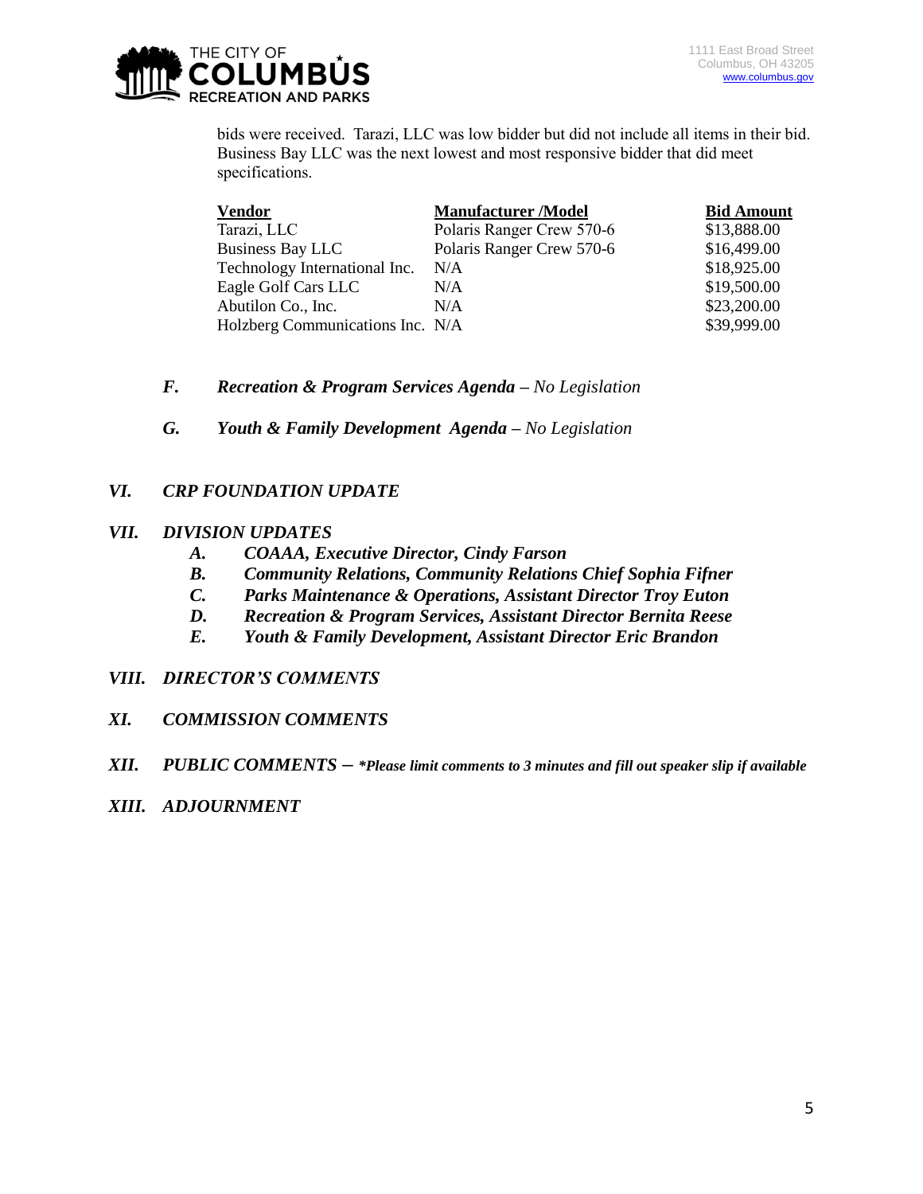bids were received. Tarazi, LLC was low bidder but did not include all items in their bid. Business Bay LLC was the next lowest and most responsive bidder that did meet specifications.

| Vendor | Manufacturer /Model | Bid Amount |
|---|---|---|
| Tarazi, LLC | Polaris Ranger Crew 570-6 | $13,888.00 |
| Business Bay LLC | Polaris Ranger Crew 570-6 | $16,499.00 |
| Technology International Inc. | N/A | $18,925.00 |
| Eagle Golf Cars LLC | N/A | $19,500.00 |
| Abutilon Co., Inc. | N/A | $23,200.00 |
| Holzberg Communications Inc. | N/A | $39,999.00 |

***F. Recreation & Program Services Agenda** – No Legislation*

***G. Youth & Family Development Agenda** – No Legislation*

***VI. CRP FOUNDATION UPDATE***

***VII. DIVISION UPDATES***

- ***A. COAAA, Executive Director, Cindy Farson***
- ***B. Community Relations, Community Relations Chief Sophia Fifner***
- ***C. Parks Maintenance & Operations, Assistant Director Troy Euton***
- ***D. Recreation & Program Services, Assistant Director Bernita Reese***
- ***E. Youth & Family Development, Assistant Director Eric Brandon***

***VIII. DIRECTOR'S COMMENTS***

***XI. COMMISSION COMMENTS***

***XII. PUBLIC COMMENTS – \*Please limit comments to 3 minutes and fill out speaker slip if available***

***XIII. ADJOURNMENT***